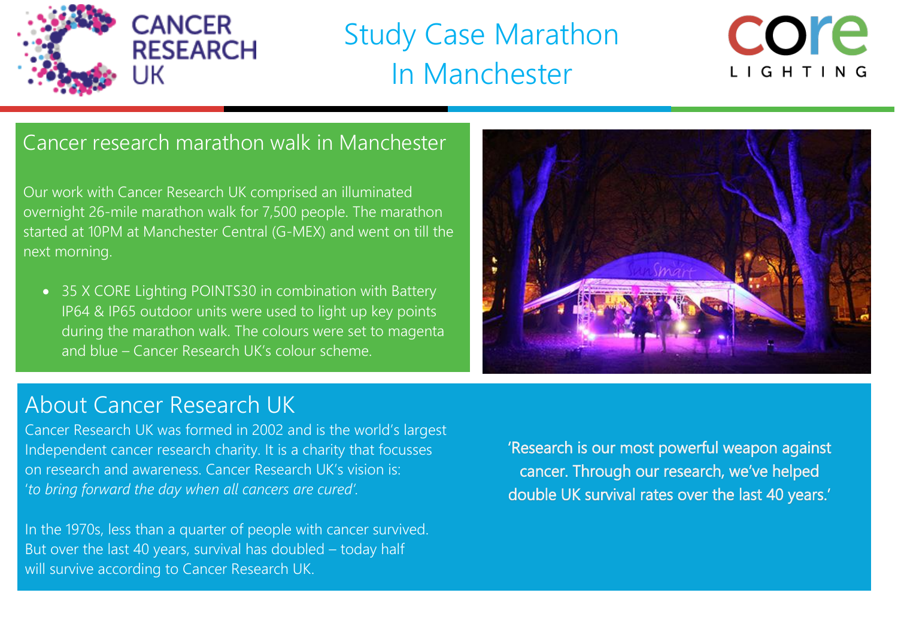# Study Case Marathon In Manchester

## Cancer research marathon walk in Manchester

Our work with Cancer Research UK comprised an illuminated overnight 26-mile marathon walk for 7,500 people. The marathon started at 10PM at Manchester Central (G-MEX) and went on till the next morning.

- 35 X CORE Lighting POINTS30 in combination with Battery IP64 & IP65 outdoor units were used to light up key points during the marathon walk. The colours were set to magenta and blue – Cancer Research UK's colour scheme.

## About Cancer Research UK

Cancer Research UK was formed in 2002 and is the world's largest Independent cancer research charity. It is a charity that focusses on research and awareness. Cancer Research UK's vision is: *'to bring forward the day when all cancers are cured'.*

In the 1970s, less than a quarter of people with cancer survived. But over the last 40 years, survival has doubled – today half will survive according to Cancer Research UK.

'Research is our most powerful weapon against cancer. Through our research, we've helped double UK survival rates over the last 40 years.'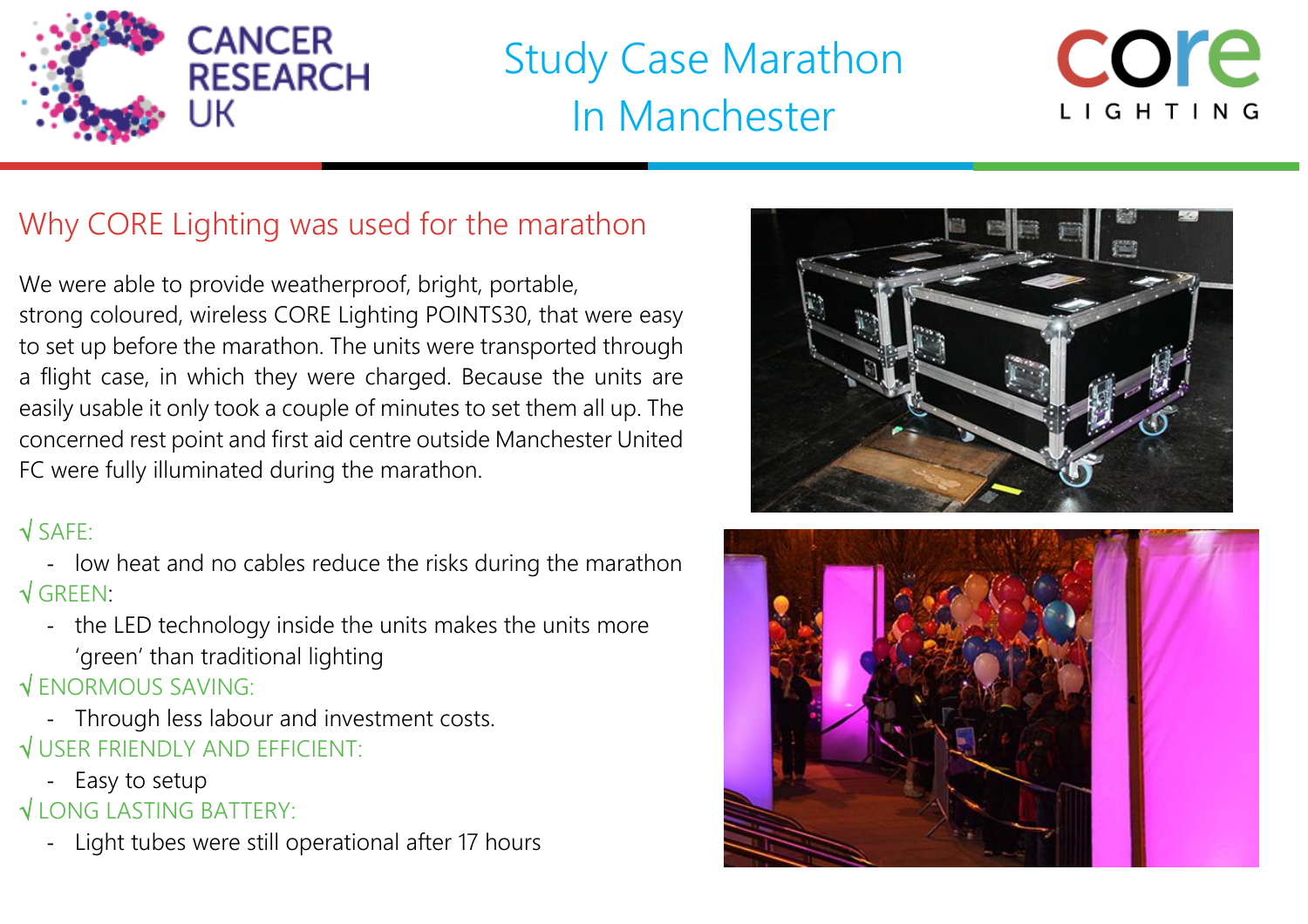CANCER RESEARCH UK

# Study Case Marathon In Manchester

core LIGHTING

## Why CORE Lighting was used for the marathon

We were able to provide weatherproof, bright, portable, strong coloured, wireless CORE Lighting POINTS30, that were easy to set up before the marathon. The units were transported through a flight case, in which they were charged. Because the units are easily usable it only took a couple of minutes to set them all up. The concerned rest point and first aid centre outside Manchester United FC were fully illuminated during the marathon.

√ SAFE:
- low heat and no cables reduce the risks during the marathon

√ GREEN:
- the LED technology inside the units makes the units more 'green' than traditional lighting

√ ENORMOUS SAVING:
- Through less labour and investment costs.

√ USER FRIENDLY AND EFFICIENT:
- Easy to setup

√ LONG LASTING BATTERY:
- Light tubes were still operational after 17 hours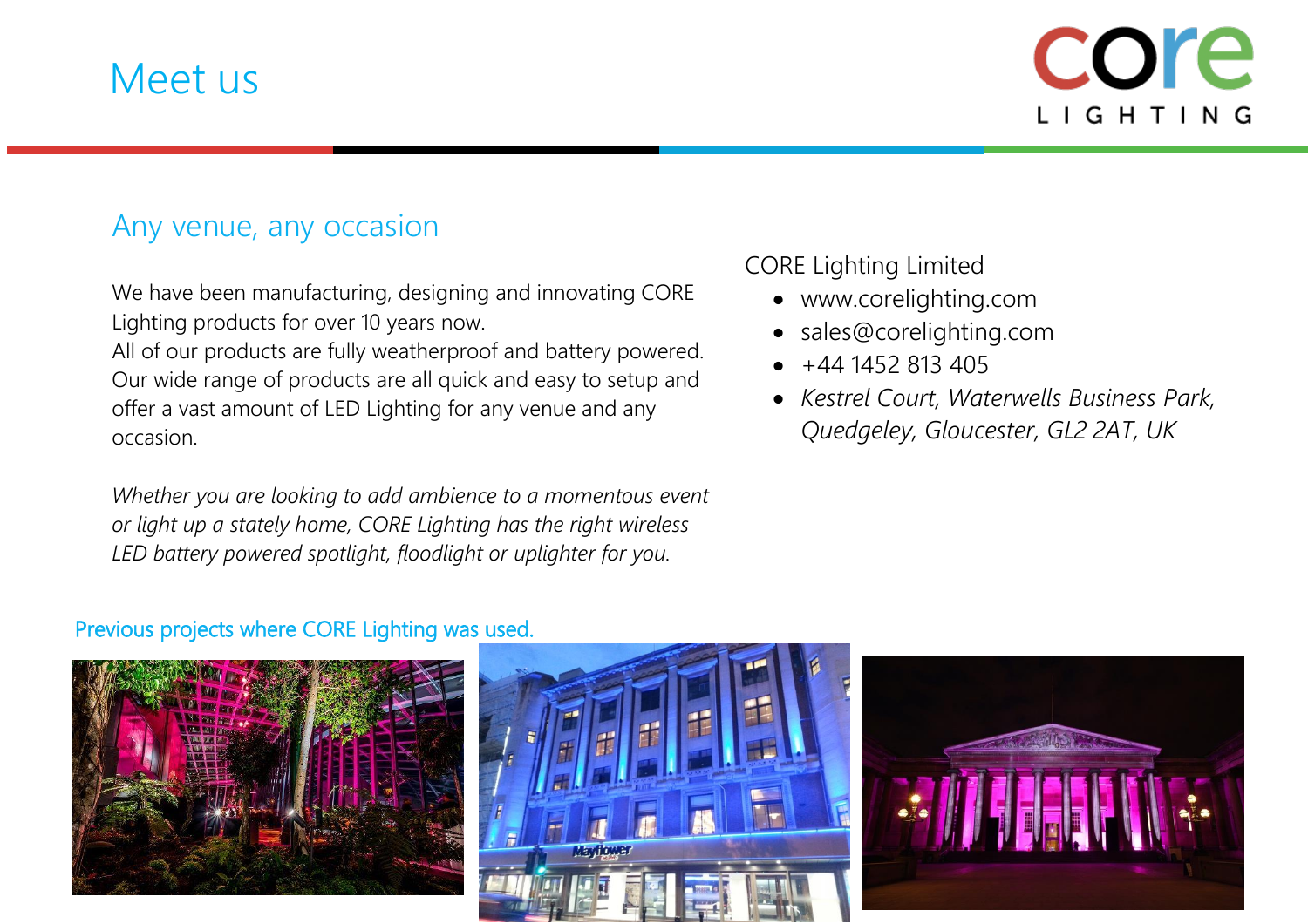# Meet us

core
LIGHTING

## Any venue, any occasion

We have been manufacturing, designing and innovating CORE Lighting products for over 10 years now.
All of our products are fully weatherproof and battery powered. Our wide range of products are all quick and easy to setup and offer a vast amount of LED Lighting for any venue and any occasion.

*Whether you are looking to add ambience to a momentous event or light up a stately home, CORE Lighting has the right wireless LED battery powered spotlight, floodlight or uplighter for you.*

CORE Lighting Limited

- www.corelighting.com
- sales@corelighting.com
- +44 1452 813 405
- *Kestrel Court, Waterwells Business Park, Quedgeley, Gloucester, GL2 2AT, UK*

Previous projects where CORE Lighting was used.